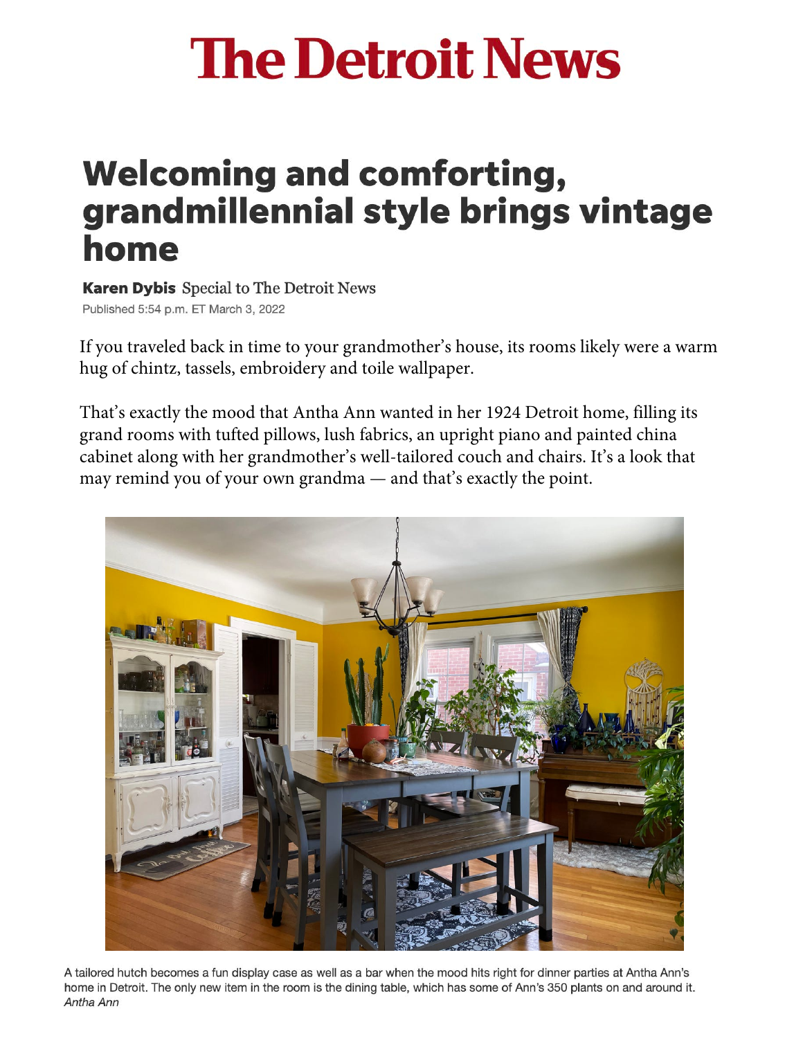# The Detroit News

## Welcoming and comforting, grandmillennial style brings vintage home

**Karen Dybis** Special to The Detroit News

Published 5:54 p.m. ET March 3, 2022

If you traveled back in time to your grandmother's house, its rooms likely were a warm hug of chintz, tassels, embroidery and toile wallpaper.

That's exactly the mood that Antha Ann wanted in her 1924 Detroit home, filling its grand rooms with tufted pillows, lush fabrics, an upright piano and painted china cabinet along with her grandmother's well-tailored couch and chairs. It's a look that may remind you of your own grandma — and that's exactly the point.

A tailored hutch becomes a fun display case as well as a bar when the mood hits right for dinner parties at Antha Ann's home in Detroit. The only new item in the room is the dining table, which has some of Ann's 350 plants on and around it.
*Antha Ann*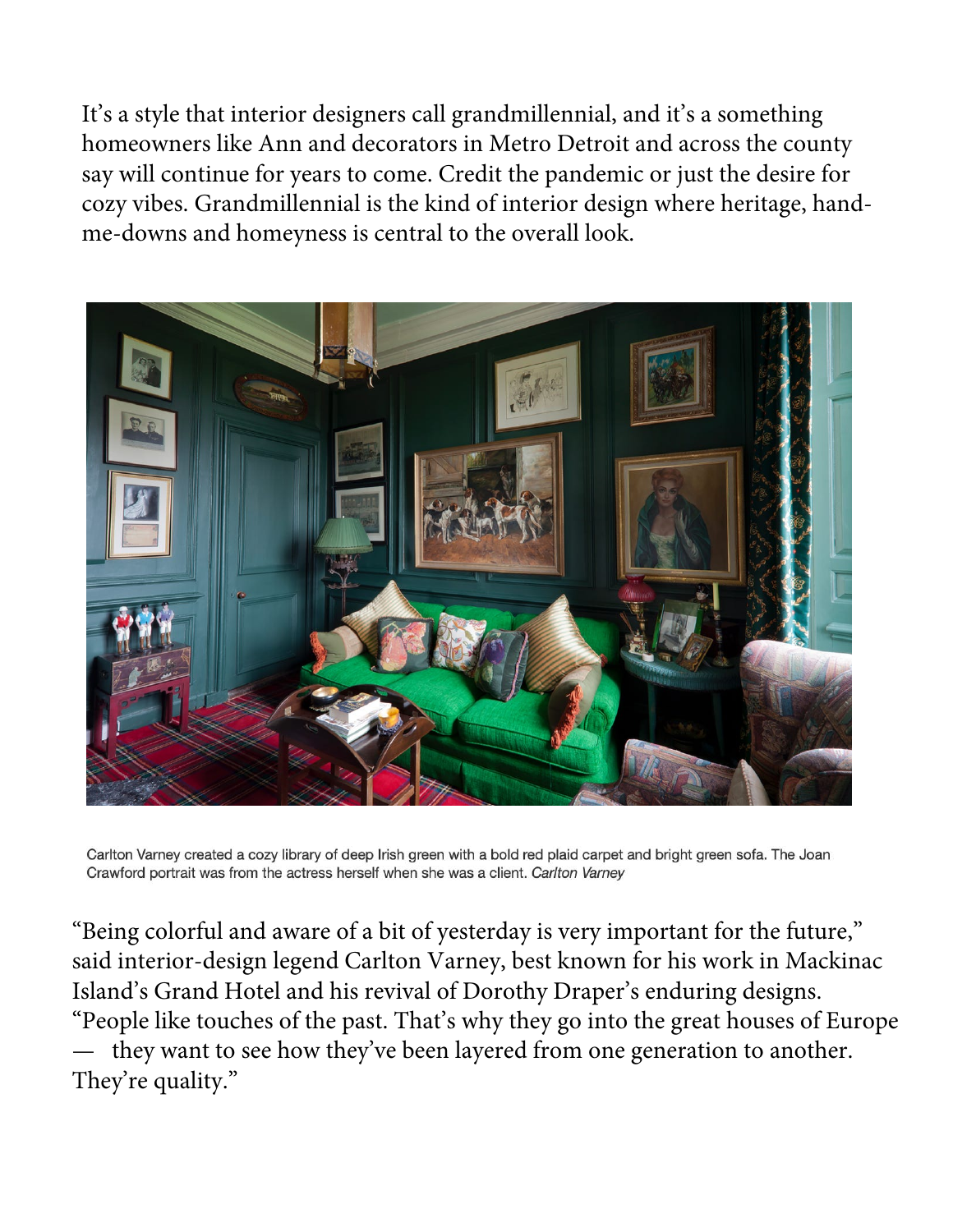It’s a style that interior designers call grandmillennial, and it’s a something homeowners like Ann and decorators in Metro Detroit and across the county say will continue for years to come. Credit the pandemic or just the desire for cozy vibes. Grandmillennial is the kind of interior design where heritage, hand-me-downs and homeyness is central to the overall look.

Carlton Varney created a cozy library of deep Irish green with a bold red plaid carpet and bright green sofa. The Joan Crawford portrait was from the actress herself when she was a client. *Carlton Varney*

“Being colorful and aware of a bit of yesterday is very important for the future,” said interior-design legend Carlton Varney, best known for his work in Mackinac Island’s Grand Hotel and his revival of Dorothy Draper’s enduring designs. “People like touches of the past. That’s why they go into the great houses of Europe — they want to see how they’ve been layered from one generation to another. They’re quality.”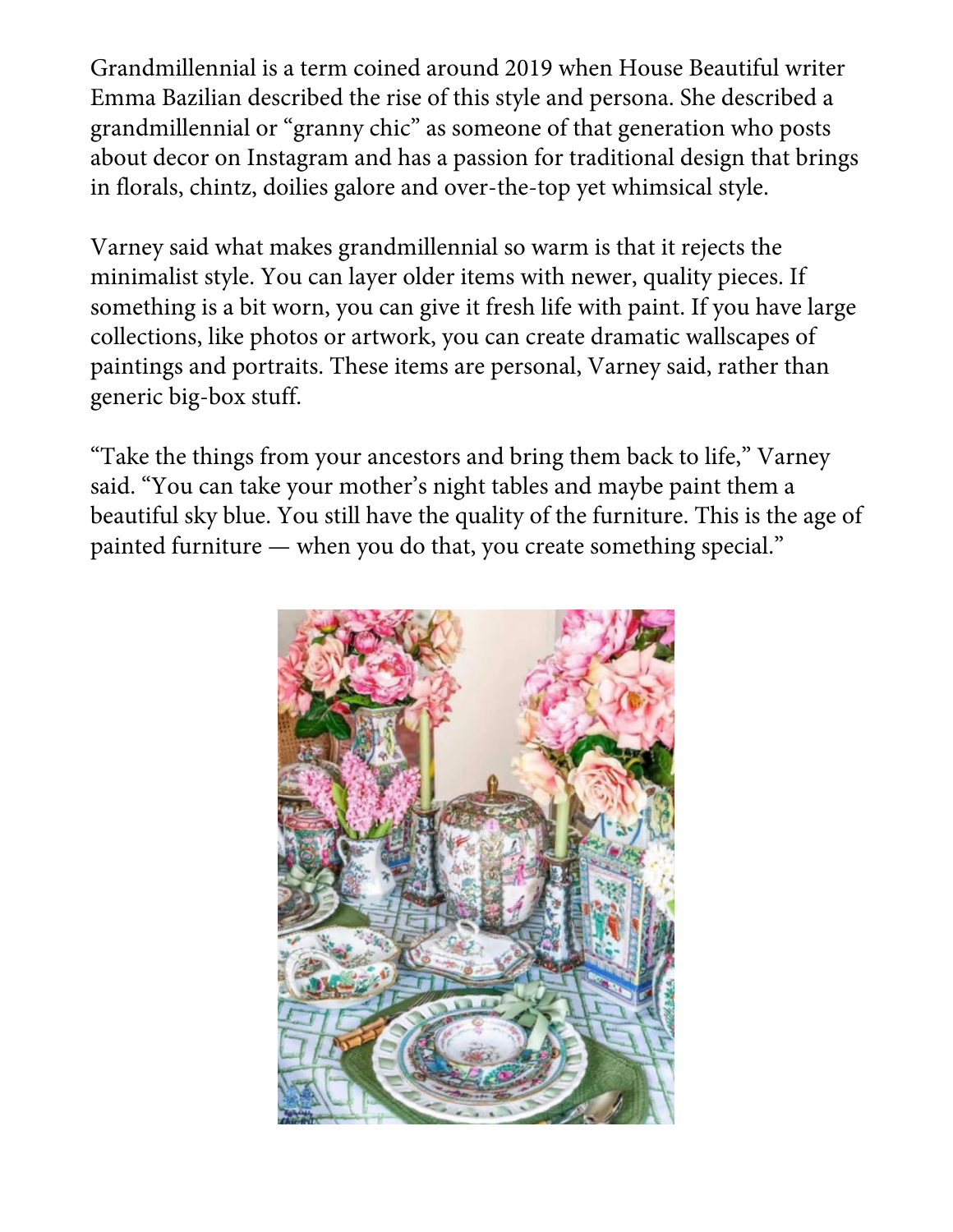Grandmillennial is a term coined around 2019 when House Beautiful writer Emma Bazilian described the rise of this style and persona. She described a grandmillennial or "granny chic" as someone of that generation who posts about decor on Instagram and has a passion for traditional design that brings in florals, chintz, doilies galore and over-the-top yet whimsical style.

Varney said what makes grandmillennial so warm is that it rejects the minimalist style. You can layer older items with newer, quality pieces. If something is a bit worn, you can give it fresh life with paint. If you have large collections, like photos or artwork, you can create dramatic wallscapes of paintings and portraits. These items are personal, Varney said, rather than generic big-box stuff.

"Take the things from your ancestors and bring them back to life," Varney said. "You can take your mother's night tables and maybe paint them a beautiful sky blue. You still have the quality of the furniture. This is the age of painted furniture — when you do that, you create something special."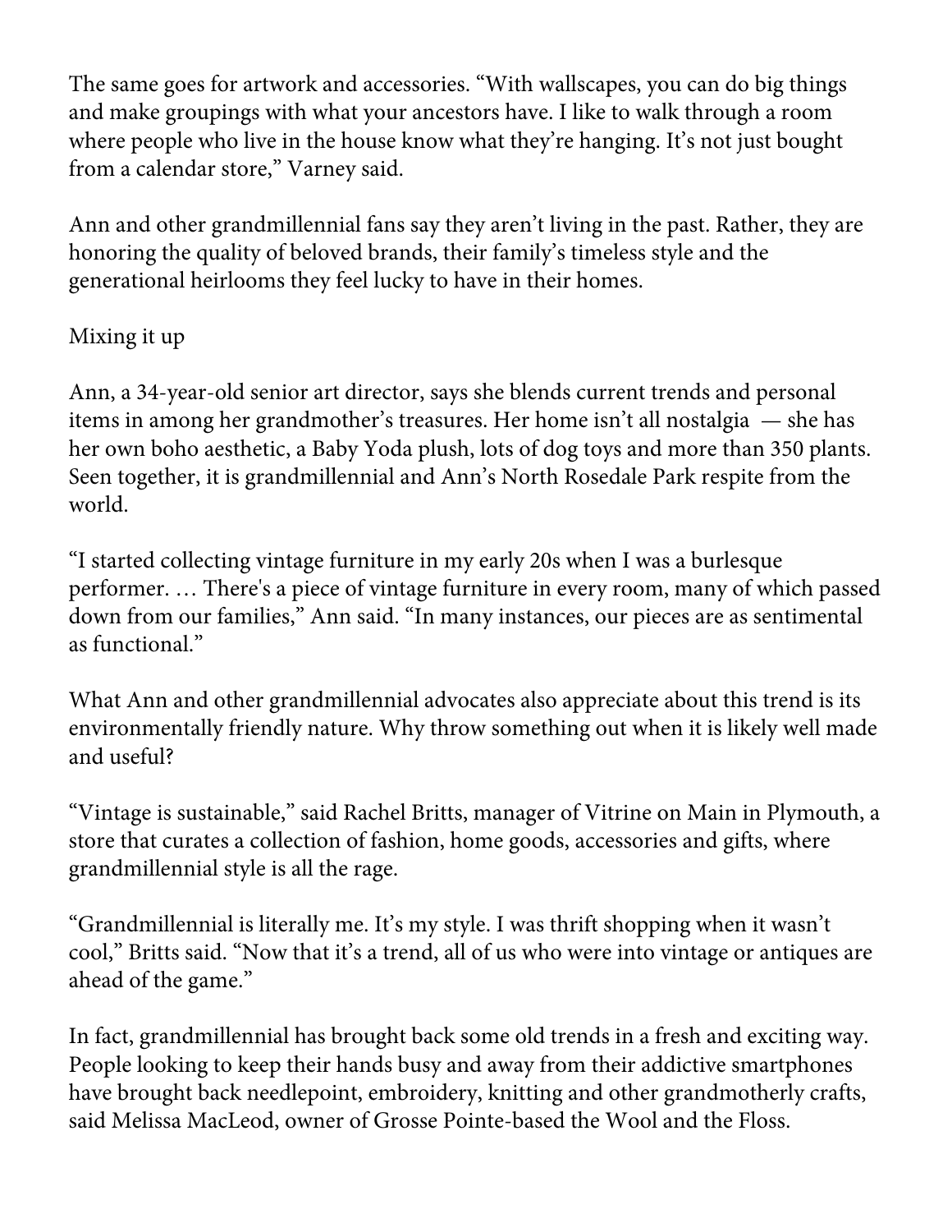The same goes for artwork and accessories. "With wallscapes, you can do big things and make groupings with what your ancestors have. I like to walk through a room where people who live in the house know what they're hanging. It's not just bought from a calendar store," Varney said.

Ann and other grandmillennial fans say they aren't living in the past. Rather, they are honoring the quality of beloved brands, their family's timeless style and the generational heirlooms they feel lucky to have in their homes.

## Mixing it up

Ann, a 34-year-old senior art director, says she blends current trends and personal items in among her grandmother's treasures. Her home isn't all nostalgia — she has her own boho aesthetic, a Baby Yoda plush, lots of dog toys and more than 350 plants. Seen together, it is grandmillennial and Ann's North Rosedale Park respite from the world.

"I started collecting vintage furniture in my early 20s when I was a burlesque performer. … There's a piece of vintage furniture in every room, many of which passed down from our families," Ann said. "In many instances, our pieces are as sentimental as functional."

What Ann and other grandmillennial advocates also appreciate about this trend is its environmentally friendly nature. Why throw something out when it is likely well made and useful?

"Vintage is sustainable," said Rachel Britts, manager of Vitrine on Main in Plymouth, a store that curates a collection of fashion, home goods, accessories and gifts, where grandmillennial style is all the rage.

"Grandmillennial is literally me. It's my style. I was thrift shopping when it wasn't cool," Britts said. "Now that it's a trend, all of us who were into vintage or antiques are ahead of the game."

In fact, grandmillennial has brought back some old trends in a fresh and exciting way. People looking to keep their hands busy and away from their addictive smartphones have brought back needlepoint, embroidery, knitting and other grandmotherly crafts, said Melissa MacLeod, owner of Grosse Pointe-based the Wool and the Floss.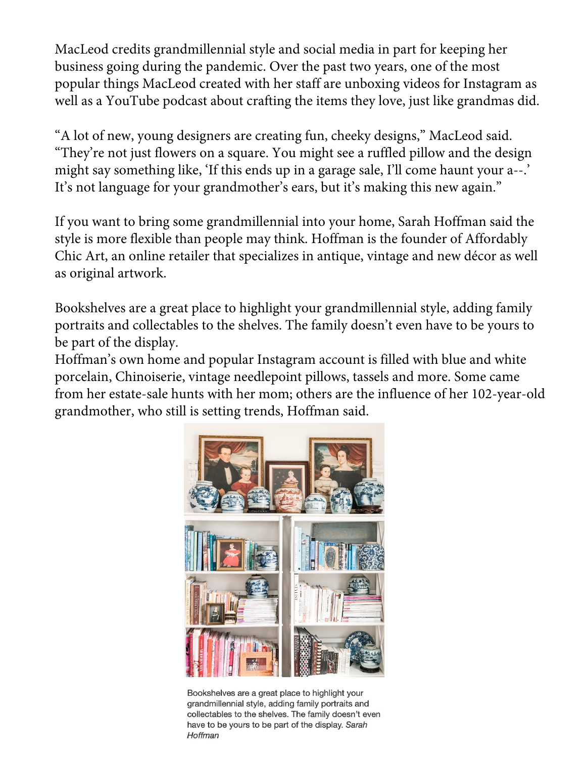MacLeod credits grandmillennial style and social media in part for keeping her business going during the pandemic. Over the past two years, one of the most popular things MacLeod created with her staff are unboxing videos for Instagram as well as a YouTube podcast about crafting the items they love, just like grandmas did.

"A lot of new, young designers are creating fun, cheeky designs," MacLeod said. "They're not just flowers on a square. You might see a ruffled pillow and the design might say something like, 'If this ends up in a garage sale, I'll come haunt your a--.' It's not language for your grandmother's ears, but it's making this new again."

If you want to bring some grandmillennial into your home, Sarah Hoffman said the style is more flexible than people may think. Hoffman is the founder of Affordably Chic Art, an online retailer that specializes in antique, vintage and new décor as well as original artwork.

Bookshelves are a great place to highlight your grandmillennial style, adding family portraits and collectables to the shelves. The family doesn't even have to be yours to be part of the display.

Hoffman's own home and popular Instagram account is filled with blue and white porcelain, Chinoiserie, vintage needlepoint pillows, tassels and more. Some came from her estate-sale hunts with her mom; others are the influence of her 102-year-old grandmother, who still is setting trends, Hoffman said.

Bookshelves are a great place to highlight your grandmillennial style, adding family portraits and collectables to the shelves. The family doesn't even have to be yours to be part of the display. *Sarah Hoffman*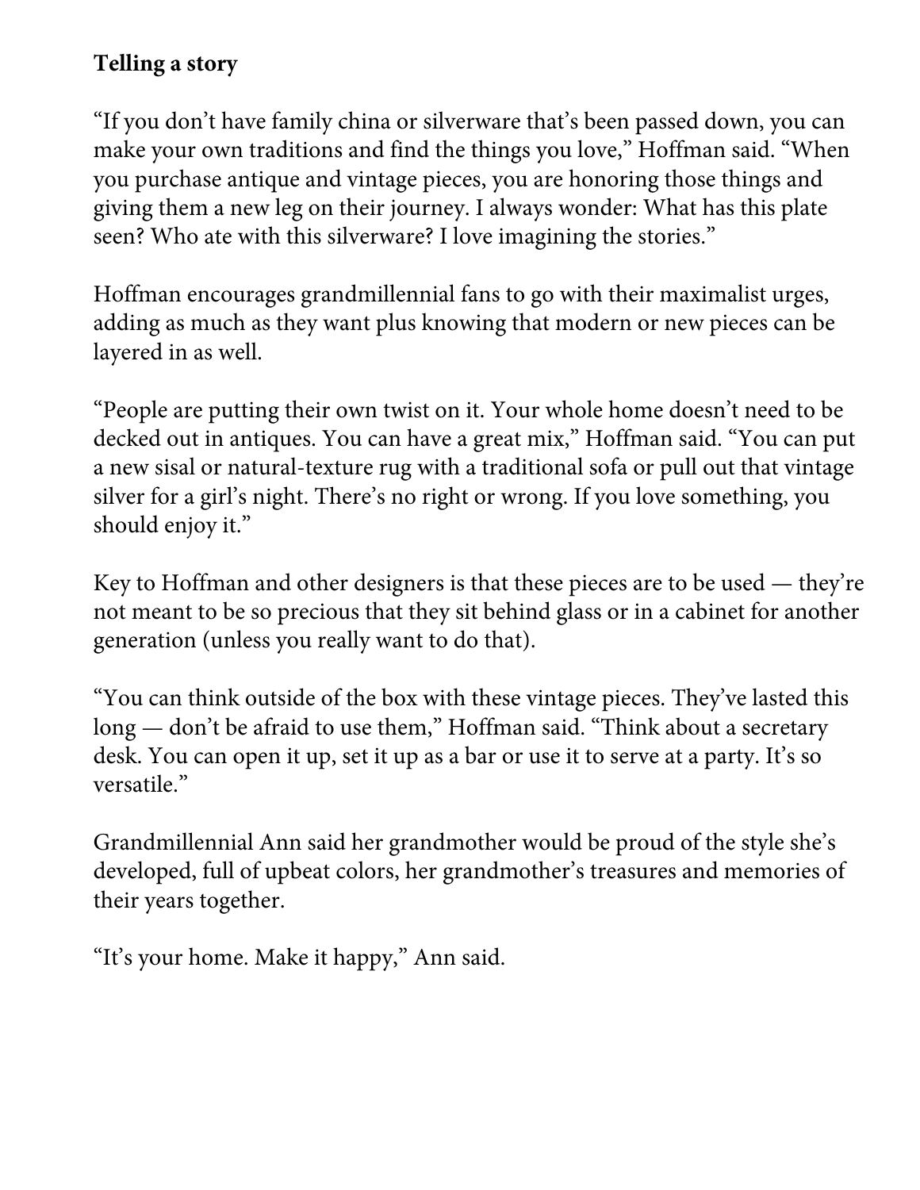**Telling a story**

"If you don't have family china or silverware that's been passed down, you can make your own traditions and find the things you love," Hoffman said. "When you purchase antique and vintage pieces, you are honoring those things and giving them a new leg on their journey. I always wonder: What has this plate seen? Who ate with this silverware? I love imagining the stories."

Hoffman encourages grandmillennial fans to go with their maximalist urges, adding as much as they want plus knowing that modern or new pieces can be layered in as well.

"People are putting their own twist on it. Your whole home doesn't need to be decked out in antiques. You can have a great mix," Hoffman said. "You can put a new sisal or natural-texture rug with a traditional sofa or pull out that vintage silver for a girl's night. There's no right or wrong. If you love something, you should enjoy it."

Key to Hoffman and other designers is that these pieces are to be used — they're not meant to be so precious that they sit behind glass or in a cabinet for another generation (unless you really want to do that).

"You can think outside of the box with these vintage pieces. They've lasted this long — don't be afraid to use them," Hoffman said. "Think about a secretary desk. You can open it up, set it up as a bar or use it to serve at a party. It's so versatile."

Grandmillennial Ann said her grandmother would be proud of the style she's developed, full of upbeat colors, her grandmother's treasures and memories of their years together.

"It's your home. Make it happy," Ann said.